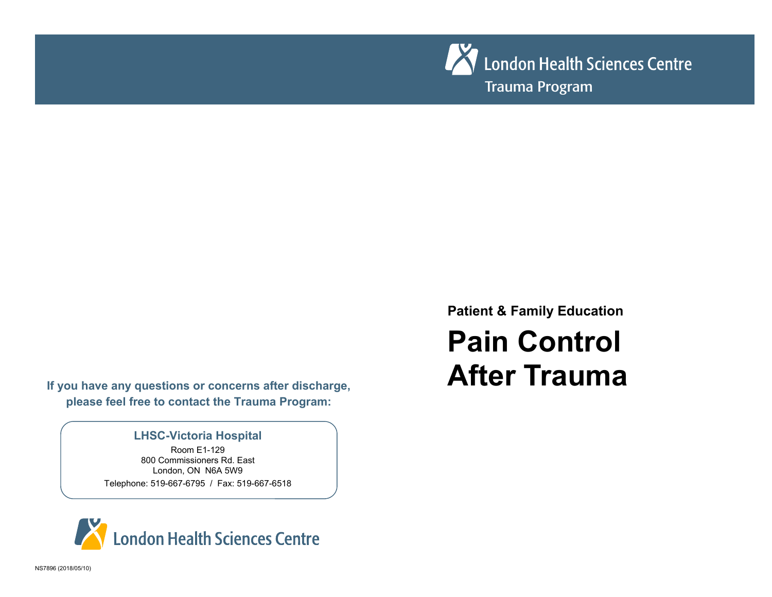London Health Sciences Centre
Trauma Program

Patient & Family Education

# Pain Control After Trauma

**If you have any questions or concerns after discharge, please feel free to contact the Trauma Program:**

**LHSC-Victoria Hospital**

Room E1-129
800 Commissioners Rd. East
London, ON N6A 5W9
Telephone: 519-667-6795 / Fax: 519-667-6518

London Health Sciences Centre

NS7896 (2018/05/10)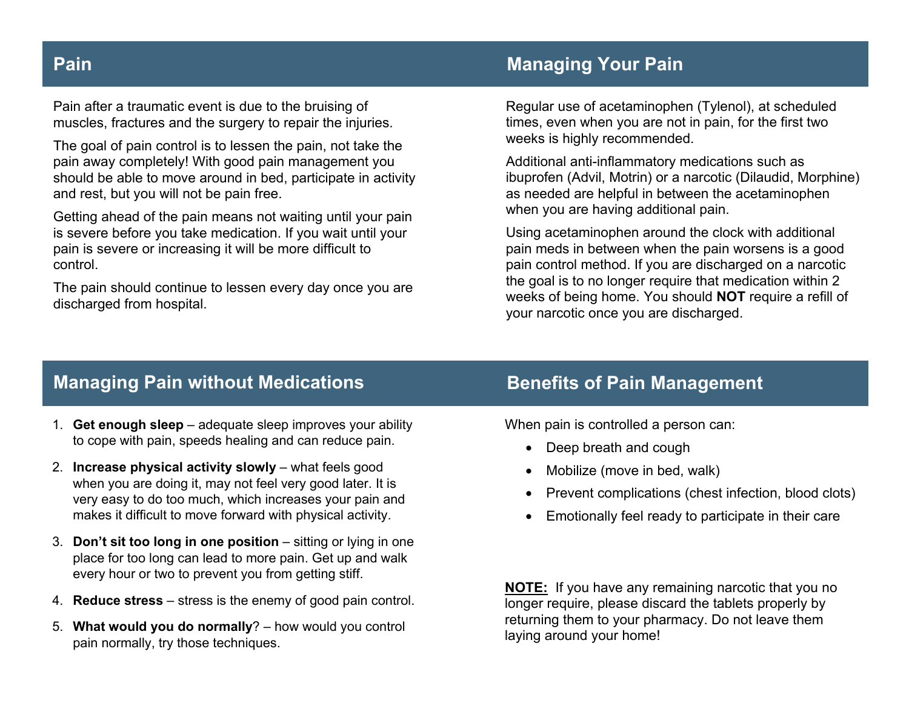## Pain

Pain after a traumatic event is due to the bruising of muscles, fractures and the surgery to repair the injuries.

The goal of pain control is to lessen the pain, not take the pain away completely! With good pain management you should be able to move around in bed, participate in activity and rest, but you will not be pain free.

Getting ahead of the pain means not waiting until your pain is severe before you take medication. If you wait until your pain is severe or increasing it will be more difficult to control.

The pain should continue to lessen every day once you are discharged from hospital.

## Managing Your Pain

Regular use of acetaminophen (Tylenol), at scheduled times, even when you are not in pain, for the first two weeks is highly recommended.

Additional anti-inflammatory medications such as ibuprofen (Advil, Motrin) or a narcotic (Dilaudid, Morphine) as needed are helpful in between the acetaminophen when you are having additional pain.

Using acetaminophen around the clock with additional pain meds in between when the pain worsens is a good pain control method. If you are discharged on a narcotic the goal is to no longer require that medication within 2 weeks of being home. You should **NOT** require a refill of your narcotic once you are discharged.

## Managing Pain without Medications

1. **Get enough sleep** – adequate sleep improves your ability to cope with pain, speeds healing and can reduce pain.
2. **Increase physical activity slowly** – what feels good when you are doing it, may not feel very good later. It is very easy to do too much, which increases your pain and makes it difficult to move forward with physical activity.
3. **Don't sit too long in one position** – sitting or lying in one place for too long can lead to more pain. Get up and walk every hour or two to prevent you from getting stiff.
4. **Reduce stress** – stress is the enemy of good pain control.
5. **What would you do normally**? – how would you control pain normally, try those techniques.

## Benefits of Pain Management

When pain is controlled a person can:

- Deep breath and cough
- Mobilize (move in bed, walk)
- Prevent complications (chest infection, blood clots)
- Emotionally feel ready to participate in their care

**NOTE:** If you have any remaining narcotic that you no longer require, please discard the tablets properly by returning them to your pharmacy. Do not leave them laying around your home!